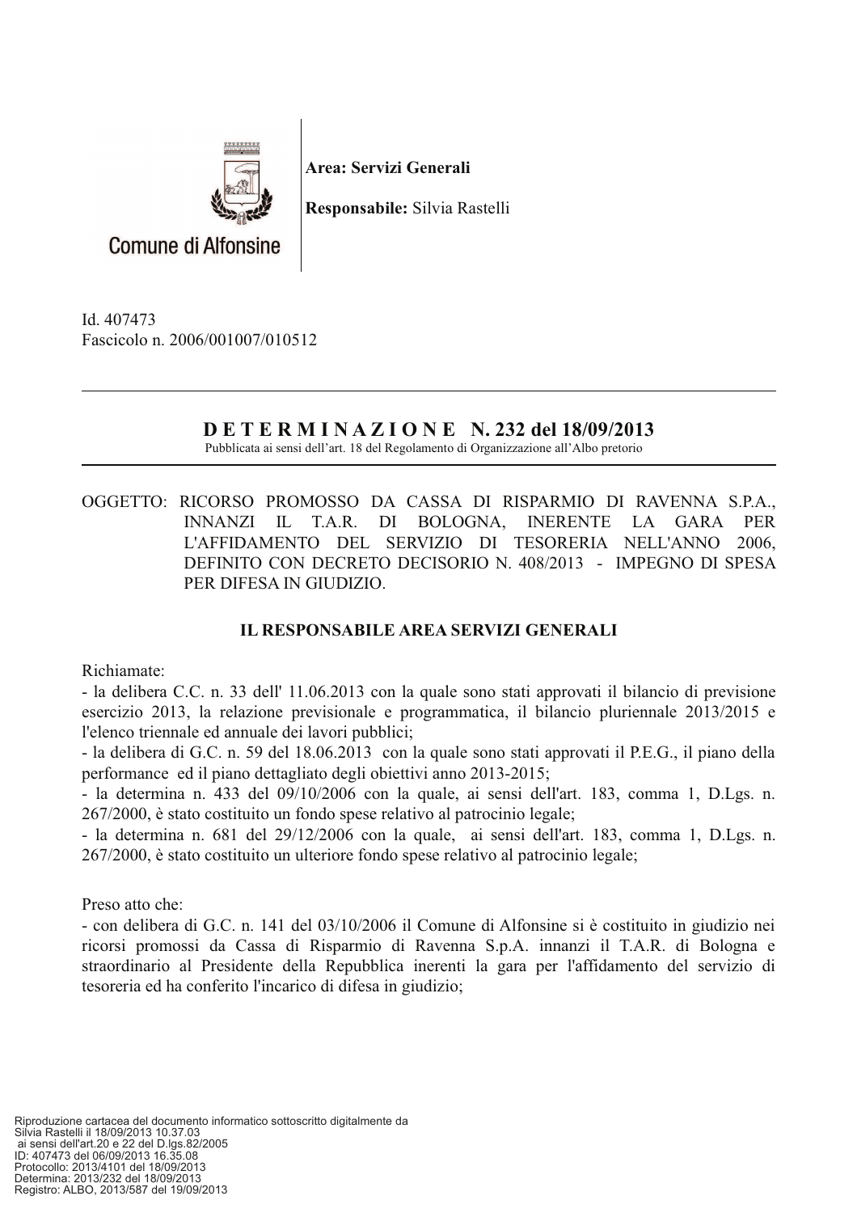Comune di Alfonsine

**Area: Servizi Generali**

**Responsabile:** Silvia Rastelli

Id. 407473
Fascicolo n. 2006/001007/010512

---

## D E T E R M I N A Z I O N E N. 232 del 18/09/2013

Pubblicata ai sensi dell'art. 18 del Regolamento di Organizzazione all'Albo pretorio

---

OGGETTO: RICORSO PROMOSSO DA CASSA DI RISPARMIO DI RAVENNA S.P.A., INNANZI IL T.A.R. DI BOLOGNA, INERENTE LA GARA PER L'AFFIDAMENTO DEL SERVIZIO DI TESORERIA NELL'ANNO 2006, DEFINITO CON DECRETO DECISORIO N. 408/2013 - IMPEGNO DI SPESA PER DIFESA IN GIUDIZIO.

### IL RESPONSABILE AREA SERVIZI GENERALI

Richiamate:
- la delibera C.C. n. 33 dell' 11.06.2013 con la quale sono stati approvati il bilancio di previsione esercizio 2013, la relazione previsionale e programmatica, il bilancio pluriennale 2013/2015 e l'elenco triennale ed annuale dei lavori pubblici;
- la delibera di G.C. n. 59 del 18.06.2013 con la quale sono stati approvati il P.E.G., il piano della performance ed il piano dettagliato degli obiettivi anno 2013-2015;
- la determina n. 433 del 09/10/2006 con la quale, ai sensi dell'art. 183, comma 1, D.Lgs. n. 267/2000, è stato costituito un fondo spese relativo al patrocinio legale;
- la determina n. 681 del 29/12/2006 con la quale, ai sensi dell'art. 183, comma 1, D.Lgs. n. 267/2000, è stato costituito un ulteriore fondo spese relativo al patrocinio legale;

Preso atto che:
- con delibera di G.C. n. 141 del 03/10/2006 il Comune di Alfonsine si è costituito in giudizio nei ricorsi promossi da Cassa di Risparmio di Ravenna S.p.A. innanzi il T.A.R. di Bologna e straordinario al Presidente della Repubblica inerenti la gara per l'affidamento del servizio di tesoreria ed ha conferito l'incarico di difesa in giudizio;

Riproduzione cartacea del documento informatico sottoscritto digitalmente da
Silvia Rastelli il 18/09/2013 10.37.03
ai sensi dell'art.20 e 22 del D.lgs.82/2005
ID: 407473 del 06/09/2013 16.35.08
Protocollo: 2013/4101 del 18/09/2013
Determina: 2013/232 del 18/09/2013
Registro: ALBO, 2013/587 del 19/09/2013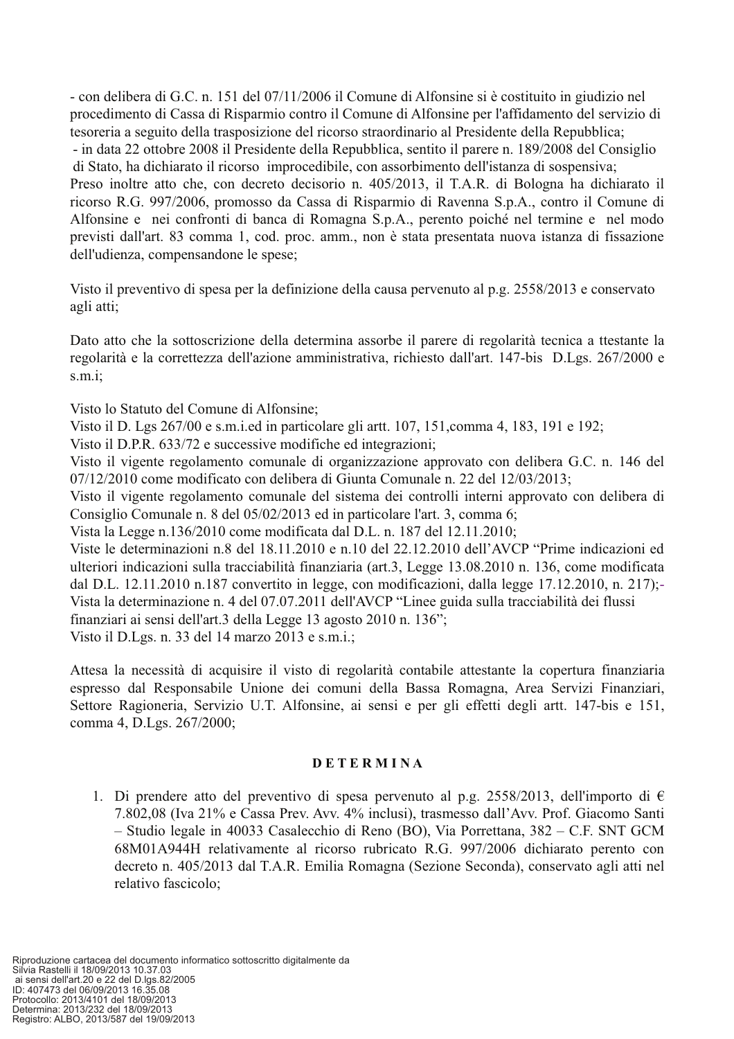- con delibera di G.C. n. 151 del 07/11/2006 il Comune di Alfonsine si è costituito in giudizio nel procedimento di Cassa di Risparmio contro il Comune di Alfonsine per l'affidamento del servizio di tesoreria a seguito della trasposizione del ricorso straordinario al Presidente della Repubblica;
- in data 22 ottobre 2008 il Presidente della Repubblica, sentito il parere n. 189/2008 del Consiglio di Stato, ha dichiarato il ricorso improcedibile, con assorbimento dell'istanza di sospensiva;

Preso inoltre atto che, con decreto decisorio n. 405/2013, il T.A.R. di Bologna ha dichiarato il ricorso R.G. 997/2006, promosso da Cassa di Risparmio di Ravenna S.p.A., contro il Comune di Alfonsine e nei confronti di banca di Romagna S.p.A., perento poiché nel termine e nel modo previsti dall'art. 83 comma 1, cod. proc. amm., non è stata presentata nuova istanza di fissazione dell'udienza, compensandone le spese;

Visto il preventivo di spesa per la definizione della causa pervenuto al p.g. 2558/2013 e conservato agli atti;

Dato atto che la sottoscrizione della determina assorbe il parere di regolarità tecnica a ttestante la regolarità e la correttezza dell'azione amministrativa, richiesto dall'art. 147-bis D.Lgs. 267/2000 e s.m.i;

Visto lo Statuto del Comune di Alfonsine;
Visto il D. Lgs 267/00 e s.m.i.ed in particolare gli artt. 107, 151,comma 4, 183, 191 e 192;
Visto il D.P.R. 633/72 e successive modifiche ed integrazioni;
Visto il vigente regolamento comunale di organizzazione approvato con delibera G.C. n. 146 del 07/12/2010 come modificato con delibera di Giunta Comunale n. 22 del 12/03/2013;
Visto il vigente regolamento comunale del sistema dei controlli interni approvato con delibera di Consiglio Comunale n. 8 del 05/02/2013 ed in particolare l'art. 3, comma 6;
Vista la Legge n.136/2010 come modificata dal D.L. n. 187 del 12.11.2010;
Viste le determinazioni n.8 del 18.11.2010 e n.10 del 22.12.2010 dell'AVCP "Prime indicazioni ed ulteriori indicazioni sulla tracciabilità finanziaria (art.3, Legge 13.08.2010 n. 136, come modificata dal D.L. 12.11.2010 n.187 convertito in legge, con modificazioni, dalla legge 17.12.2010, n. 217);-
Vista la determinazione n. 4 del 07.07.2011 dell'AVCP "Linee guida sulla tracciabilità dei flussi finanziari ai sensi dell'art.3 della Legge 13 agosto 2010 n. 136";
Visto il D.Lgs. n. 33 del 14 marzo 2013 e s.m.i.;

Attesa la necessità di acquisire il visto di regolarità contabile attestante la copertura finanziaria espresso dal Responsabile Unione dei comuni della Bassa Romagna, Area Servizi Finanziari, Settore Ragioneria, Servizio U.T. Alfonsine, ai sensi e per gli effetti degli artt. 147-bis e 151, comma 4, D.Lgs. 267/2000;

**D E T E R M I N A**

1. Di prendere atto del preventivo di spesa pervenuto al p.g. 2558/2013, dell'importo di € 7.802,08 (Iva 21% e Cassa Prev. Avv. 4% inclusi), trasmesso dall'Avv. Prof. Giacomo Santi – Studio legale in 40033 Casalecchio di Reno (BO), Via Porrettana, 382 – C.F. SNT GCM 68M01A944H relativamente al ricorso rubricato R.G. 997/2006 dichiarato perento con decreto n. 405/2013 dal T.A.R. Emilia Romagna (Sezione Seconda), conservato agli atti nel relativo fascicolo;

Riproduzione cartacea del documento informatico sottoscritto digitalmente da Silvia Rastelli il 18/09/2013 10.37.03 ai sensi dell'art.20 e 22 del D.lgs.82/2005
ID: 407473 del 06/09/2013 16.35.08
Protocollo: 2013/4101 del 18/09/2013
Determina: 2013/232 del 18/09/2013
Registro: ALBO, 2013/587 del 19/09/2013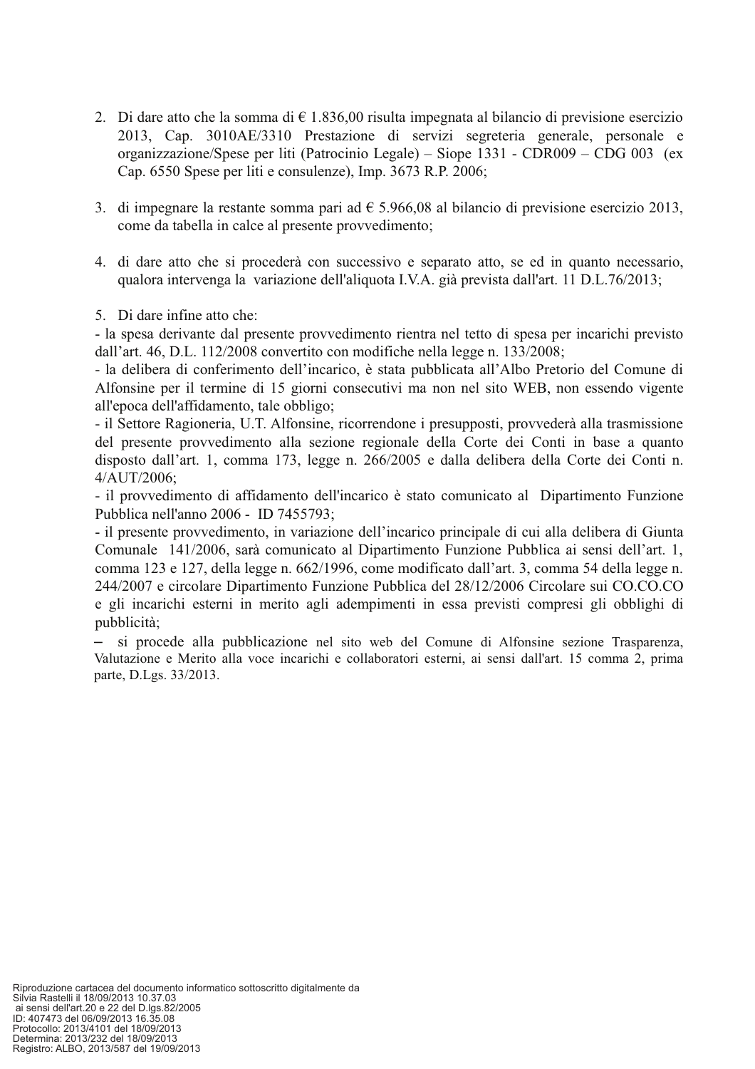2. Di dare atto che la somma di € 1.836,00 risulta impegnata al bilancio di previsione esercizio 2013, Cap. 3010AE/3310 Prestazione di servizi segreteria generale, personale e organizzazione/Spese per liti (Patrocinio Legale) – Siope 1331 - CDR009 – CDG 003 (ex Cap. 6550 Spese per liti e consulenze), Imp. 3673 R.P. 2006;

3. di impegnare la restante somma pari ad € 5.966,08 al bilancio di previsione esercizio 2013, come da tabella in calce al presente provvedimento;

4. di dare atto che si procederà con successivo e separato atto, se ed in quanto necessario, qualora intervenga la variazione dell'aliquota I.V.A. già prevista dall'art. 11 D.L.76/2013;

5. Di dare infine atto che:

- la spesa derivante dal presente provvedimento rientra nel tetto di spesa per incarichi previsto dall'art. 46, D.L. 112/2008 convertito con modifiche nella legge n. 133/2008;
- la delibera di conferimento dell'incarico, è stata pubblicata all'Albo Pretorio del Comune di Alfonsine per il termine di 15 giorni consecutivi ma non nel sito WEB, non essendo vigente all'epoca dell'affidamento, tale obbligo;
- il Settore Ragioneria, U.T. Alfonsine, ricorrendone i presupposti, provvederà alla trasmissione del presente provvedimento alla sezione regionale della Corte dei Conti in base a quanto disposto dall'art. 1, comma 173, legge n. 266/2005 e dalla delibera della Corte dei Conti n. 4/AUT/2006;
- il provvedimento di affidamento dell'incarico è stato comunicato al Dipartimento Funzione Pubblica nell'anno 2006 - ID 7455793;
- il presente provvedimento, in variazione dell'incarico principale di cui alla delibera di Giunta Comunale 141/2006, sarà comunicato al Dipartimento Funzione Pubblica ai sensi dell'art. 1, comma 123 e 127, della legge n. 662/1996, come modificato dall'art. 3, comma 54 della legge n. 244/2007 e circolare Dipartimento Funzione Pubblica del 28/12/2006 Circolare sui CO.CO.CO e gli incarichi esterni in merito agli adempimenti in essa previsti compresi gli obblighi di pubblicità;
- si procede alla pubblicazione nel sito web del Comune di Alfonsine sezione Trasparenza, Valutazione e Merito alla voce incarichi e collaboratori esterni, ai sensi dall'art. 15 comma 2, prima parte, D.Lgs. 33/2013.

Riproduzione cartacea del documento informatico sottoscritto digitalmente da
Silvia Rastelli il 18/09/2013 10.37.03
ai sensi dell'art.20 e 22 del D.lgs.82/2005
ID: 407473 del 06/09/2013 16.35.08
Protocollo: 2013/4101 del 18/09/2013
Determina: 2013/232 del 18/09/2013
Registro: ALBO, 2013/587 del 19/09/2013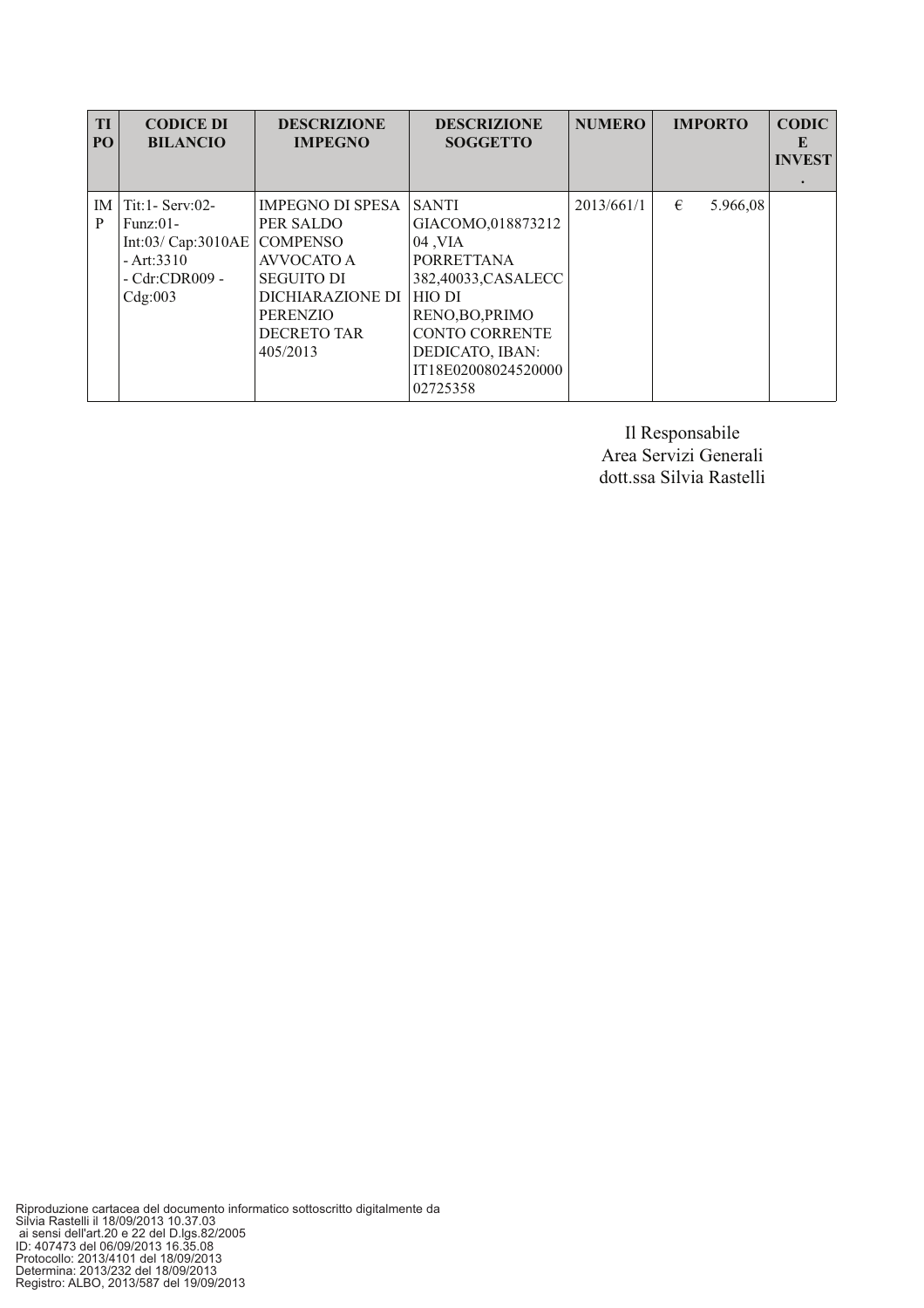| TIPO | CODICE DI BILANCIO | DESCRIZIONE IMPEGNO | DESCRIZIONE SOGGETTO | NUMERO | IMPORTO | CODICE INVEST. |
|---|---|---|---|---|---|---|
| IMP | Tit:1- Serv:02- Funz:01- Int:03/ Cap:3010AE - Art:3310 - Cdr:CDR009 - Cdg:003 | IMPEGNO DI SPESA PER SALDO COMPENSO AVVOCATO A SEGUITO DI DICHIARAZIONE DI PERENZIO DECRETO TAR 405/2013 | SANTI GIACOMO,01887321204 ,VIA PORRETTANA 382,40033,CASALECCHIO DI RENO,BO,PRIMO CONTO CORRENTE DEDICATO, IBAN: IT18E0200802452000002725358 | 2013/661/1 | € 5.966,08 | |

Il Responsabile
Area Servizi Generali
dott.ssa Silvia Rastelli

Riproduzione cartacea del documento informatico sottoscritto digitalmente da
Silvia Rastelli il 18/09/2013 10.37.03
ai sensi dell'art.20 e 22 del D.lgs.82/2005
ID: 407473 del 06/09/2013 16.35.08
Protocollo: 2013/4101 del 18/09/2013
Determina: 2013/232 del 18/09/2013
Registro: ALBO, 2013/587 del 19/09/2013